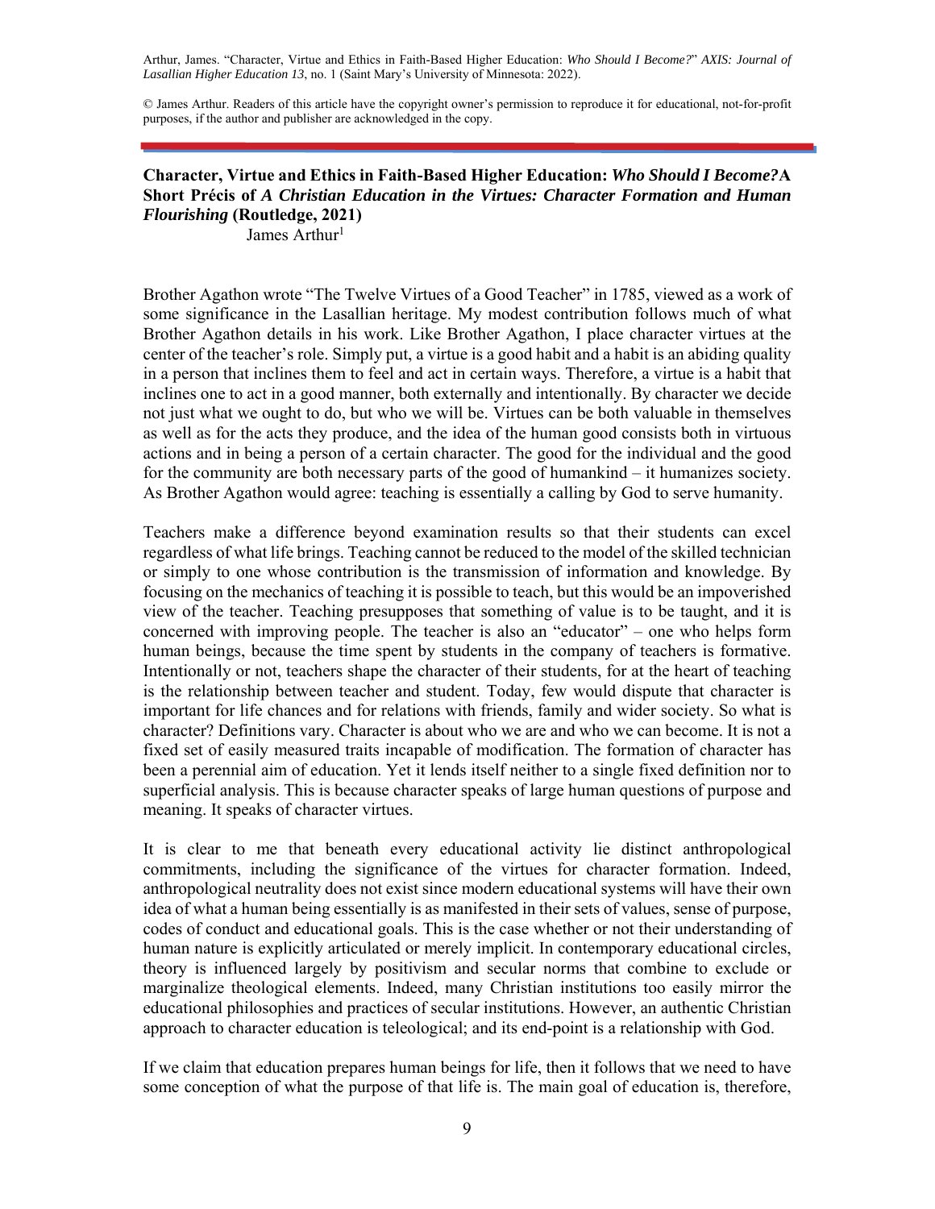Arthur, James. "Character, Virtue and Ethics in Faith-Based Higher Education: *Who Should I Become?*" *AXIS: Journal of Lasallian Higher Education 13*, no. 1 (Saint Mary's University of Minnesota: 2022).

© James Arthur. Readers of this article have the copyright owner's permission to reproduce it for educational, not-for-profit purposes, if the author and publisher are acknowledged in the copy.

---

# Character, Virtue and Ethics in Faith-Based Higher Education: *Who Should I Become?* A Short Précis of *A Christian Education in the Virtues: Character Formation and Human Flourishing* (Routledge, 2021)

James Arthur[1]

Brother Agathon wrote "The Twelve Virtues of a Good Teacher" in 1785, viewed as a work of some significance in the Lasallian heritage. My modest contribution follows much of what Brother Agathon details in his work. Like Brother Agathon, I place character virtues at the center of the teacher's role. Simply put, a virtue is a good habit and a habit is an abiding quality in a person that inclines them to feel and act in certain ways. Therefore, a virtue is a habit that inclines one to act in a good manner, both externally and intentionally. By character we decide not just what we ought to do, but who we will be. Virtues can be both valuable in themselves as well as for the acts they produce, and the idea of the human good consists both in virtuous actions and in being a person of a certain character. The good for the individual and the good for the community are both necessary parts of the good of humankind – it humanizes society. As Brother Agathon would agree: teaching is essentially a calling by God to serve humanity.

Teachers make a difference beyond examination results so that their students can excel regardless of what life brings. Teaching cannot be reduced to the model of the skilled technician or simply to one whose contribution is the transmission of information and knowledge. By focusing on the mechanics of teaching it is possible to teach, but this would be an impoverished view of the teacher. Teaching presupposes that something of value is to be taught, and it is concerned with improving people. The teacher is also an "educator" – one who helps form human beings, because the time spent by students in the company of teachers is formative. Intentionally or not, teachers shape the character of their students, for at the heart of teaching is the relationship between teacher and student. Today, few would dispute that character is important for life chances and for relations with friends, family and wider society. So what is character? Definitions vary. Character is about who we are and who we can become. It is not a fixed set of easily measured traits incapable of modification. The formation of character has been a perennial aim of education. Yet it lends itself neither to a single fixed definition nor to superficial analysis. This is because character speaks of large human questions of purpose and meaning. It speaks of character virtues.

It is clear to me that beneath every educational activity lie distinct anthropological commitments, including the significance of the virtues for character formation. Indeed, anthropological neutrality does not exist since modern educational systems will have their own idea of what a human being essentially is as manifested in their sets of values, sense of purpose, codes of conduct and educational goals. This is the case whether or not their understanding of human nature is explicitly articulated or merely implicit. In contemporary educational circles, theory is influenced largely by positivism and secular norms that combine to exclude or marginalize theological elements. Indeed, many Christian institutions too easily mirror the educational philosophies and practices of secular institutions. However, an authentic Christian approach to character education is teleological; and its end-point is a relationship with God.

If we claim that education prepares human beings for life, then it follows that we need to have some conception of what the purpose of that life is. The main goal of education is, therefore,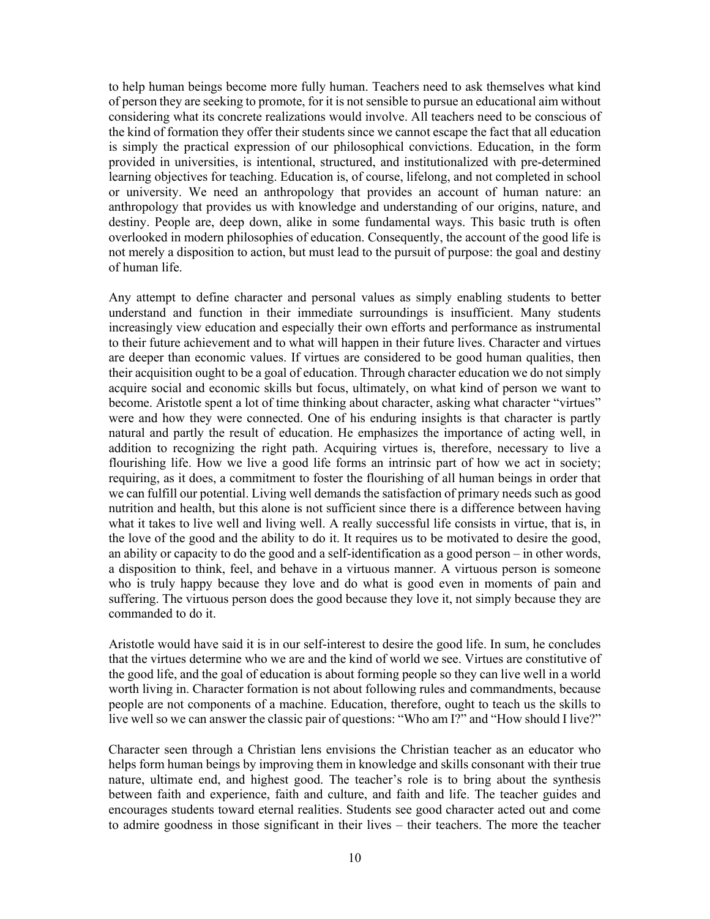to help human beings become more fully human. Teachers need to ask themselves what kind of person they are seeking to promote, for it is not sensible to pursue an educational aim without considering what its concrete realizations would involve. All teachers need to be conscious of the kind of formation they offer their students since we cannot escape the fact that all education is simply the practical expression of our philosophical convictions. Education, in the form provided in universities, is intentional, structured, and institutionalized with pre-determined learning objectives for teaching. Education is, of course, lifelong, and not completed in school or university. We need an anthropology that provides an account of human nature: an anthropology that provides us with knowledge and understanding of our origins, nature, and destiny. People are, deep down, alike in some fundamental ways. This basic truth is often overlooked in modern philosophies of education. Consequently, the account of the good life is not merely a disposition to action, but must lead to the pursuit of purpose: the goal and destiny of human life.

Any attempt to define character and personal values as simply enabling students to better understand and function in their immediate surroundings is insufficient. Many students increasingly view education and especially their own efforts and performance as instrumental to their future achievement and to what will happen in their future lives. Character and virtues are deeper than economic values. If virtues are considered to be good human qualities, then their acquisition ought to be a goal of education. Through character education we do not simply acquire social and economic skills but focus, ultimately, on what kind of person we want to become. Aristotle spent a lot of time thinking about character, asking what character "virtues" were and how they were connected. One of his enduring insights is that character is partly natural and partly the result of education. He emphasizes the importance of acting well, in addition to recognizing the right path. Acquiring virtues is, therefore, necessary to live a flourishing life. How we live a good life forms an intrinsic part of how we act in society; requiring, as it does, a commitment to foster the flourishing of all human beings in order that we can fulfill our potential. Living well demands the satisfaction of primary needs such as good nutrition and health, but this alone is not sufficient since there is a difference between having what it takes to live well and living well. A really successful life consists in virtue, that is, in the love of the good and the ability to do it. It requires us to be motivated to desire the good, an ability or capacity to do the good and a self-identification as a good person – in other words, a disposition to think, feel, and behave in a virtuous manner. A virtuous person is someone who is truly happy because they love and do what is good even in moments of pain and suffering. The virtuous person does the good because they love it, not simply because they are commanded to do it.

Aristotle would have said it is in our self-interest to desire the good life. In sum, he concludes that the virtues determine who we are and the kind of world we see. Virtues are constitutive of the good life, and the goal of education is about forming people so they can live well in a world worth living in. Character formation is not about following rules and commandments, because people are not components of a machine. Education, therefore, ought to teach us the skills to live well so we can answer the classic pair of questions: "Who am I?" and "How should I live?"

Character seen through a Christian lens envisions the Christian teacher as an educator who helps form human beings by improving them in knowledge and skills consonant with their true nature, ultimate end, and highest good. The teacher's role is to bring about the synthesis between faith and experience, faith and culture, and faith and life. The teacher guides and encourages students toward eternal realities. Students see good character acted out and come to admire goodness in those significant in their lives – their teachers. The more the teacher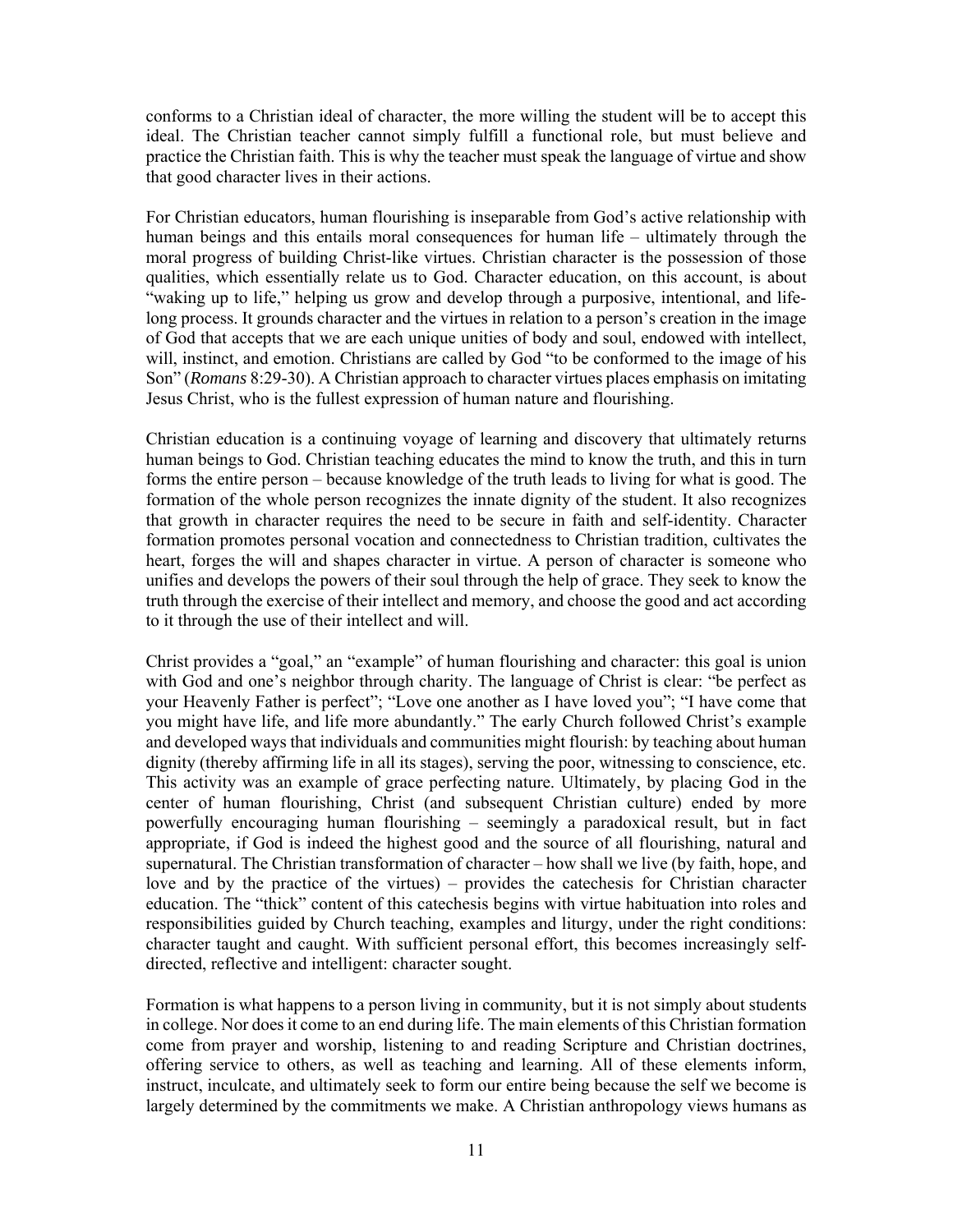conforms to a Christian ideal of character, the more willing the student will be to accept this ideal. The Christian teacher cannot simply fulfill a functional role, but must believe and practice the Christian faith. This is why the teacher must speak the language of virtue and show that good character lives in their actions.

For Christian educators, human flourishing is inseparable from God's active relationship with human beings and this entails moral consequences for human life – ultimately through the moral progress of building Christ-like virtues. Christian character is the possession of those qualities, which essentially relate us to God. Character education, on this account, is about "waking up to life," helping us grow and develop through a purposive, intentional, and life-long process. It grounds character and the virtues in relation to a person's creation in the image of God that accepts that we are each unique unities of body and soul, endowed with intellect, will, instinct, and emotion. Christians are called by God "to be conformed to the image of his Son" (*Romans* 8:29-30). A Christian approach to character virtues places emphasis on imitating Jesus Christ, who is the fullest expression of human nature and flourishing.

Christian education is a continuing voyage of learning and discovery that ultimately returns human beings to God. Christian teaching educates the mind to know the truth, and this in turn forms the entire person – because knowledge of the truth leads to living for what is good. The formation of the whole person recognizes the innate dignity of the student. It also recognizes that growth in character requires the need to be secure in faith and self-identity. Character formation promotes personal vocation and connectedness to Christian tradition, cultivates the heart, forges the will and shapes character in virtue. A person of character is someone who unifies and develops the powers of their soul through the help of grace. They seek to know the truth through the exercise of their intellect and memory, and choose the good and act according to it through the use of their intellect and will.

Christ provides a "goal," an "example" of human flourishing and character: this goal is union with God and one's neighbor through charity. The language of Christ is clear: "be perfect as your Heavenly Father is perfect"; "Love one another as I have loved you"; "I have come that you might have life, and life more abundantly." The early Church followed Christ's example and developed ways that individuals and communities might flourish: by teaching about human dignity (thereby affirming life in all its stages), serving the poor, witnessing to conscience, etc. This activity was an example of grace perfecting nature. Ultimately, by placing God in the center of human flourishing, Christ (and subsequent Christian culture) ended by more powerfully encouraging human flourishing – seemingly a paradoxical result, but in fact appropriate, if God is indeed the highest good and the source of all flourishing, natural and supernatural. The Christian transformation of character – how shall we live (by faith, hope, and love and by the practice of the virtues) – provides the catechesis for Christian character education. The "thick" content of this catechesis begins with virtue habituation into roles and responsibilities guided by Church teaching, examples and liturgy, under the right conditions: character taught and caught. With sufficient personal effort, this becomes increasingly self-directed, reflective and intelligent: character sought.

Formation is what happens to a person living in community, but it is not simply about students in college. Nor does it come to an end during life. The main elements of this Christian formation come from prayer and worship, listening to and reading Scripture and Christian doctrines, offering service to others, as well as teaching and learning. All of these elements inform, instruct, inculcate, and ultimately seek to form our entire being because the self we become is largely determined by the commitments we make. A Christian anthropology views humans as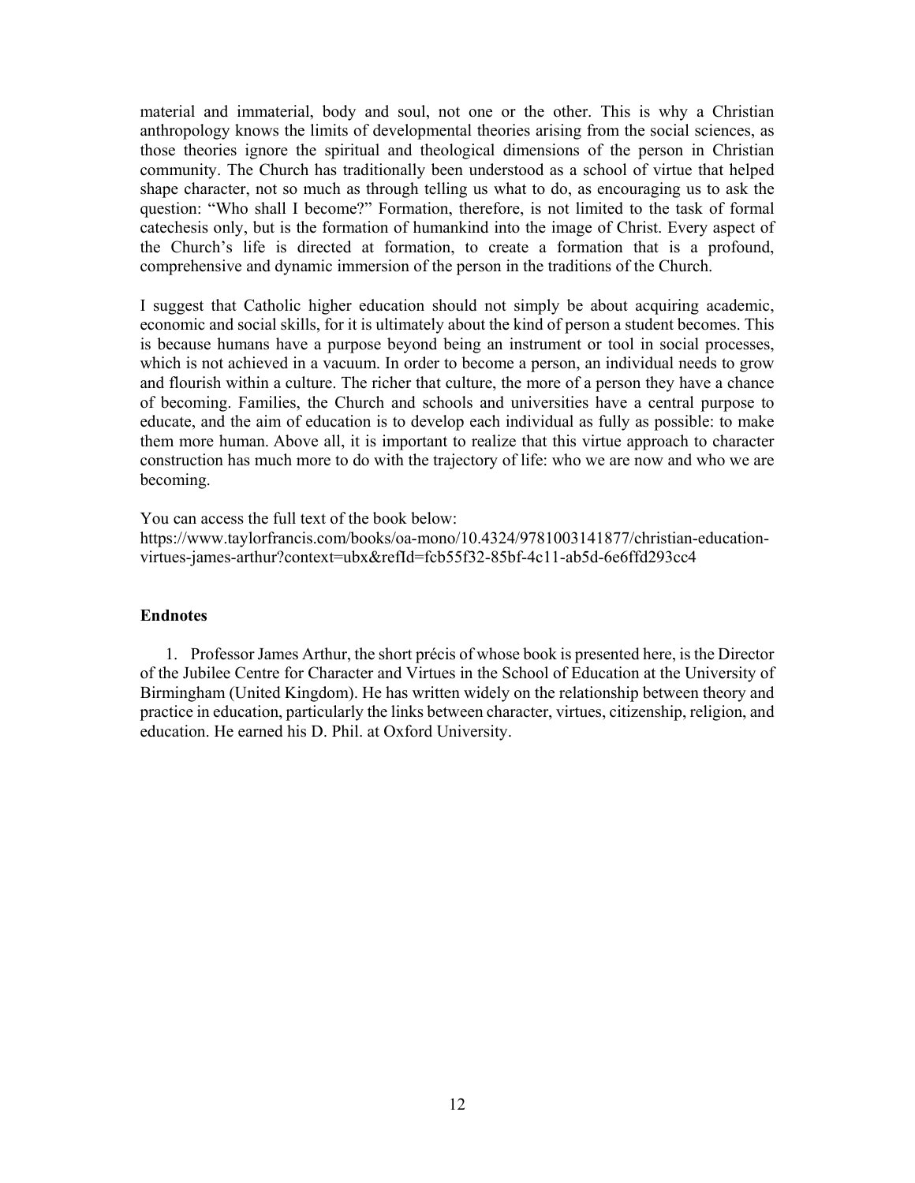material and immaterial, body and soul, not one or the other. This is why a Christian anthropology knows the limits of developmental theories arising from the social sciences, as those theories ignore the spiritual and theological dimensions of the person in Christian community. The Church has traditionally been understood as a school of virtue that helped shape character, not so much as through telling us what to do, as encouraging us to ask the question: "Who shall I become?" Formation, therefore, is not limited to the task of formal catechesis only, but is the formation of humankind into the image of Christ. Every aspect of the Church's life is directed at formation, to create a formation that is a profound, comprehensive and dynamic immersion of the person in the traditions of the Church.

I suggest that Catholic higher education should not simply be about acquiring academic, economic and social skills, for it is ultimately about the kind of person a student becomes. This is because humans have a purpose beyond being an instrument or tool in social processes, which is not achieved in a vacuum. In order to become a person, an individual needs to grow and flourish within a culture. The richer that culture, the more of a person they have a chance of becoming. Families, the Church and schools and universities have a central purpose to educate, and the aim of education is to develop each individual as fully as possible: to make them more human. Above all, it is important to realize that this virtue approach to character construction has much more to do with the trajectory of life: who we are now and who we are becoming.

You can access the full text of the book below:
https://www.taylorfrancis.com/books/oa-mono/10.4324/9781003141877/christian-education-virtues-james-arthur?context=ubx&refId=fcb55f32-85bf-4c11-ab5d-6e6ffd293cc4

**Endnotes**

1. Professor James Arthur, the short précis of whose book is presented here, is the Director of the Jubilee Centre for Character and Virtues in the School of Education at the University of Birmingham (United Kingdom). He has written widely on the relationship between theory and practice in education, particularly the links between character, virtues, citizenship, religion, and education. He earned his D. Phil. at Oxford University.